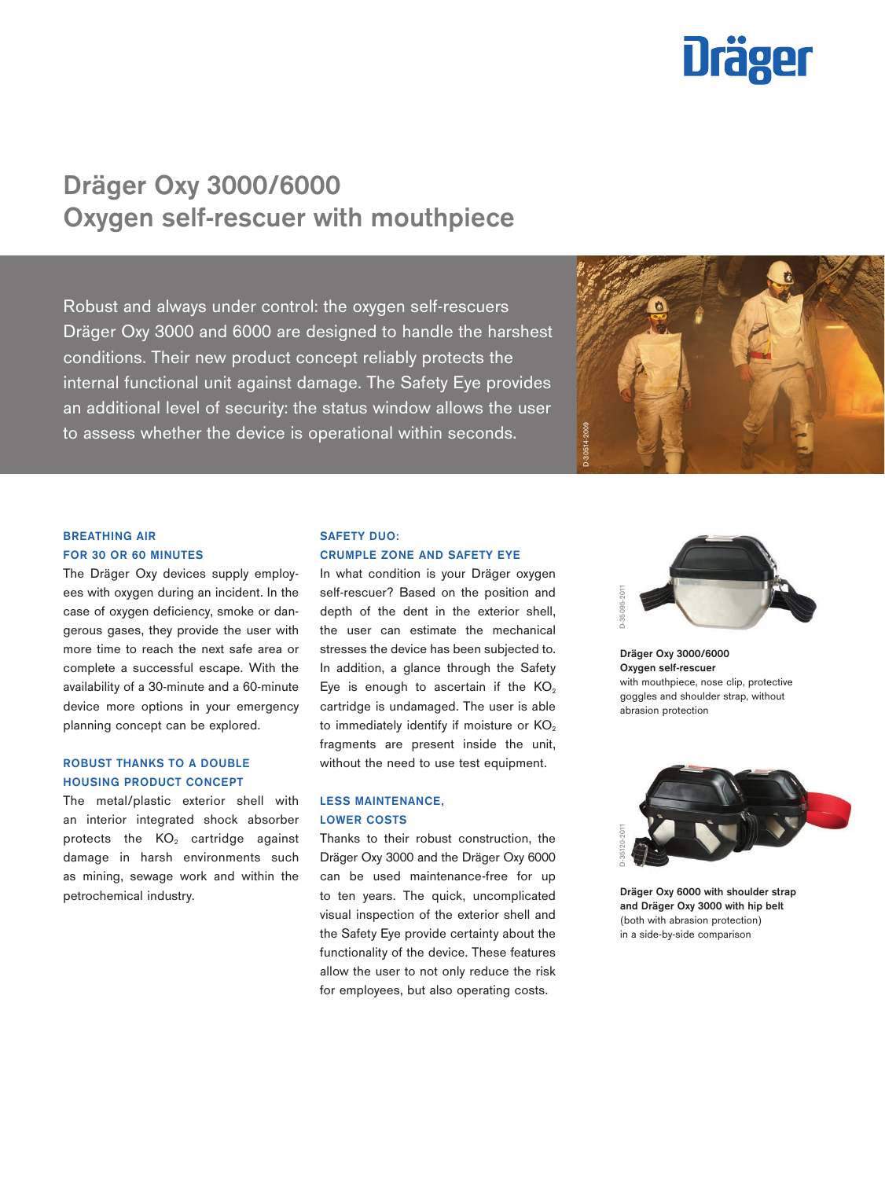# Dräger Oxy 3000/6000
## Oxygen self-rescuer with mouthpiece

Robust and always under control: the oxygen self-rescuers Dräger Oxy 3000 and 6000 are designed to handle the harshest conditions. Their new product concept reliably protects the internal functional unit against damage. The Safety Eye provides an additional level of security: the status window allows the user to assess whether the device is operational within seconds.

### BREATHING AIR FOR 30 OR 60 MINUTES

The Dräger Oxy devices supply employees with oxygen during an incident. In the case of oxygen deficiency, smoke or dangerous gases, they provide the user with more time to reach the next safe area or complete a successful escape. With the availability of a 30-minute and a 60-minute device more options in your emergency planning concept can be explored.

### ROBUST THANKS TO A DOUBLE HOUSING PRODUCT CONCEPT

The metal/plastic exterior shell with an interior integrated shock absorber protects the $KO_2$ cartridge against damage in harsh environments such as mining, sewage work and within the petrochemical industry.

### SAFETY DUO: CRUMPLE ZONE AND SAFETY EYE

In what condition is your Dräger oxygen self-rescuer? Based on the position and depth of the dent in the exterior shell, the user can estimate the mechanical stresses the device has been subjected to. In addition, a glance through the Safety Eye is enough to ascertain if the $KO_2$ cartridge is undamaged. The user is able to immediately identify if moisture or $KO_2$ fragments are present inside the unit, without the need to use test equipment.

### LESS MAINTENANCE, LOWER COSTS

Thanks to their robust construction, the Dräger Oxy 3000 and the Dräger Oxy 6000 can be used maintenance-free for up to ten years. The quick, uncomplicated visual inspection of the exterior shell and the Safety Eye provide certainty about the functionality of the device. These features allow the user to not only reduce the risk for employees, but also operating costs.

**Dräger Oxy 3000/6000 Oxygen self-rescuer**
with mouthpiece, nose clip, protective goggles and shoulder strap, without abrasion protection

**Dräger Oxy 6000 with shoulder strap and Dräger Oxy 3000 with hip belt**
(both with abrasion protection) in a side-by-side comparison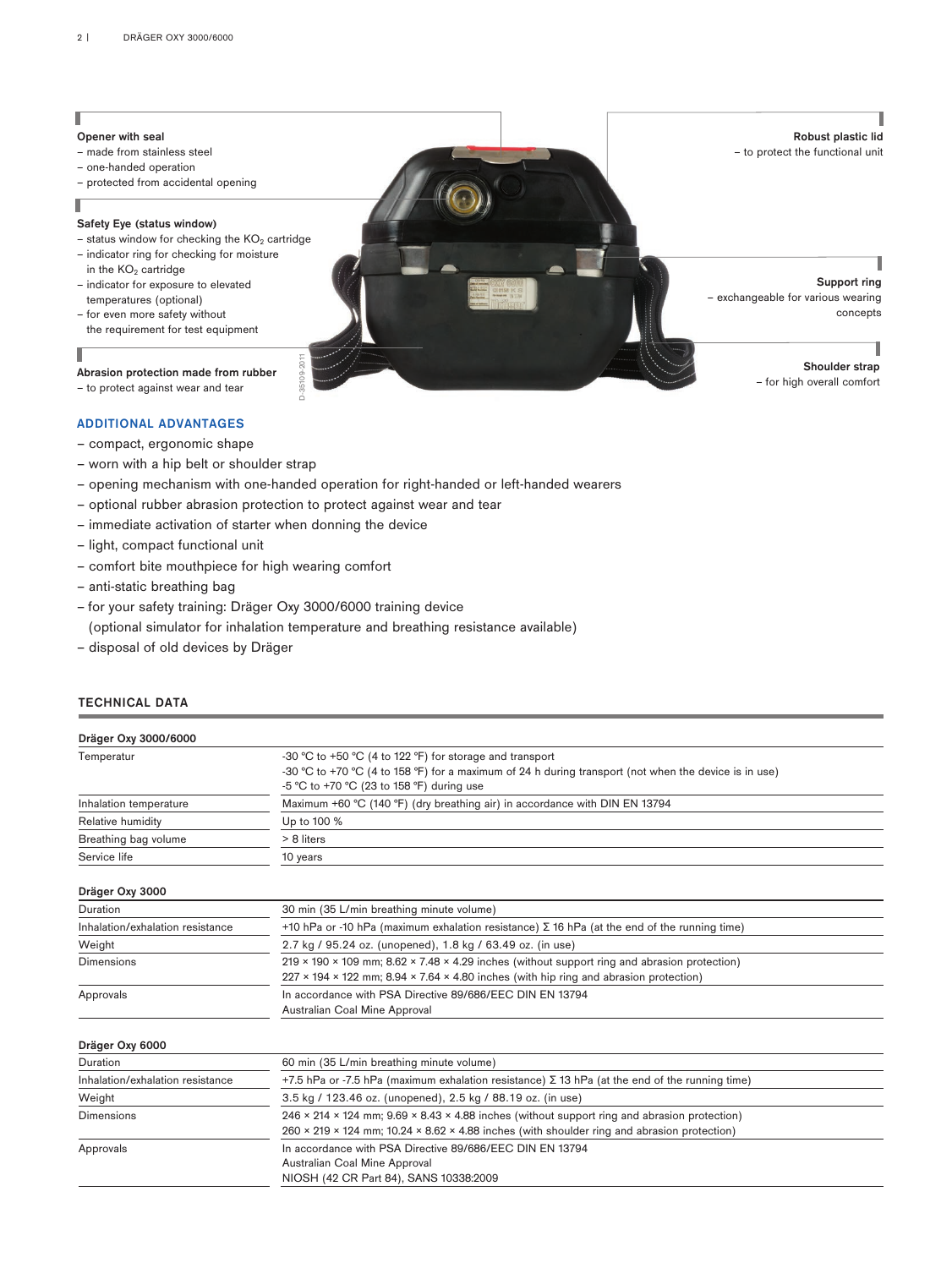**Opener with seal**
- made from stainless steel
- one-handed operation
- protected from accidental opening

**Safety Eye (status window)**
- status window for checking the $KO_2$ cartridge
- indicator ring for checking for moisture in the $KO_2$ cartridge
- indicator for exposure to elevated temperatures (optional)
- for even more safety without the requirement for test equipment

**Abrasion protection made from rubber**
- to protect against wear and tear

**Robust plastic lid**
- to protect the functional unit

**Support ring**
- exchangeable for various wearing concepts

**Shoulder strap**
- for high overall comfort

D-35109-2011

## ADDITIONAL ADVANTAGES

- compact, ergonomic shape
- worn with a hip belt or shoulder strap
- opening mechanism with one-handed operation for right-handed or left-handed wearers
- optional rubber abrasion protection to protect against wear and tear
- immediate activation of starter when donning the device
- light, compact functional unit
- comfort bite mouthpiece for high wearing comfort
- anti-static breathing bag
- for your safety training: Dräger Oxy 3000/6000 training device (optional simulator for inhalation temperature and breathing resistance available)
- disposal of old devices by Dräger

## TECHNICAL DATA

**Dräger Oxy 3000/6000**

| | |
|---|---|
| Temperatur | -30 °C to +50 °C (4 to 122 °F) for storage and transport<br>-30 °C to +70 °C (4 to 158 °F) for a maximum of 24 h during transport (not when the device is in use)<br>-5 °C to +70 °C (23 to 158 °F) during use |
| Inhalation temperature | Maximum +60 °C (140 °F) (dry breathing air) in accordance with DIN EN 13794 |
| Relative humidity | Up to 100 % |
| Breathing bag volume | > 8 liters |
| Service life | 10 years |

**Dräger Oxy 3000**

| | |
|---|---|
| Duration | 30 min (35 L/min breathing minute volume) |
| Inhalation/exhalation resistance | +10 hPa or -10 hPa (maximum exhalation resistance) Σ 16 hPa (at the end of the running time) |
| Weight | 2.7 kg / 95.24 oz. (unopened), 1.8 kg / 63.49 oz. (in use) |
| Dimensions | 219 × 190 × 109 mm; 8.62 × 7.48 × 4.29 inches (without support ring and abrasion protection)<br>227 × 194 × 122 mm; 8.94 × 7.64 × 4.80 inches (with hip ring and abrasion protection) |
| Approvals | In accordance with PSA Directive 89/686/EEC DIN EN 13794<br>Australian Coal Mine Approval |

**Dräger Oxy 6000**

| | |
|---|---|
| Duration | 60 min (35 L/min breathing minute volume) |
| Inhalation/exhalation resistance | +7.5 hPa or -7.5 hPa (maximum exhalation resistance) Σ 13 hPa (at the end of the running time) |
| Weight | 3.5 kg / 123.46 oz. (unopened), 2.5 kg / 88.19 oz. (in use) |
| Dimensions | 246 × 214 × 124 mm; 9.69 × 8.43 × 4.88 inches (without support ring and abrasion protection)<br>260 × 219 × 124 mm; 10.24 × 8.62 × 4.88 inches (with shoulder ring and abrasion protection) |
| Approvals | In accordance with PSA Directive 89/686/EEC DIN EN 13794<br>Australian Coal Mine Approval<br>NIOSH (42 CR Part 84), SANS 10338:2009 |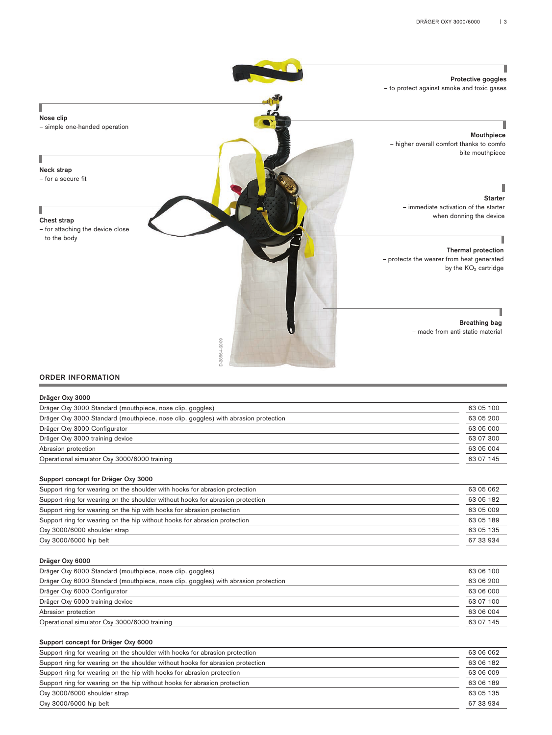**Protective goggles**
– to protect against smoke and toxic gases

**Nose clip**
– simple one-handed operation

**Mouthpiece**
– higher overall comfort thanks to comfo bite mouthpiece

**Neck strap**
– for a secure fit

**Starter**
– immediate activation of the starter when donning the device

**Chest strap**
– for attaching the device close to the body

**Thermal protection**
– protects the wearer from heat generated by the $KO_2$ cartridge

**Breathing bag**
– made from anti-static material

D-28564-2009

## ORDER INFORMATION

**Dräger Oxy 3000**

| | |
|---|---|
| Dräger Oxy 3000 Standard (mouthpiece, nose clip, goggles) | 63 05 100 |
| Dräger Oxy 3000 Standard (mouthpiece, nose clip, goggles) with abrasion protection | 63 05 200 |
| Dräger Oxy 3000 Configurator | 63 05 000 |
| Dräger Oxy 3000 training device | 63 07 300 |
| Abrasion protection | 63 05 004 |
| Operational simulator Oxy 3000/6000 training | 63 07 145 |

**Support concept for Dräger Oxy 3000**

| | |
|---|---|
| Support ring for wearing on the shoulder with hooks for abrasion protection | 63 05 062 |
| Support ring for wearing on the shoulder without hooks for abrasion protection | 63 05 182 |
| Support ring for wearing on the hip with hooks for abrasion protection | 63 05 009 |
| Support ring for wearing on the hip without hooks for abrasion protection | 63 05 189 |
| Oxy 3000/6000 shoulder strap | 63 05 135 |
| Oxy 3000/6000 hip belt | 67 33 934 |

**Dräger Oxy 6000**

| | |
|---|---|
| Dräger Oxy 6000 Standard (mouthpiece, nose clip, goggles) | 63 06 100 |
| Dräger Oxy 6000 Standard (mouthpiece, nose clip, goggles) with abrasion protection | 63 06 200 |
| Dräger Oxy 6000 Configurator | 63 06 000 |
| Dräger Oxy 6000 training device | 63 07 100 |
| Abrasion protection | 63 06 004 |
| Operational simulator Oxy 3000/6000 training | 63 07 145 |

**Support concept for Dräger Oxy 6000**

| | |
|---|---|
| Support ring for wearing on the shoulder with hooks for abrasion protection | 63 06 062 |
| Support ring for wearing on the shoulder without hooks for abrasion protection | 63 06 182 |
| Support ring for wearing on the hip with hooks for abrasion protection | 63 06 009 |
| Support ring for wearing on the hip without hooks for abrasion protection | 63 06 189 |
| Oxy 3000/6000 shoulder strap | 63 05 135 |
| Oxy 3000/6000 hip belt | 67 33 934 |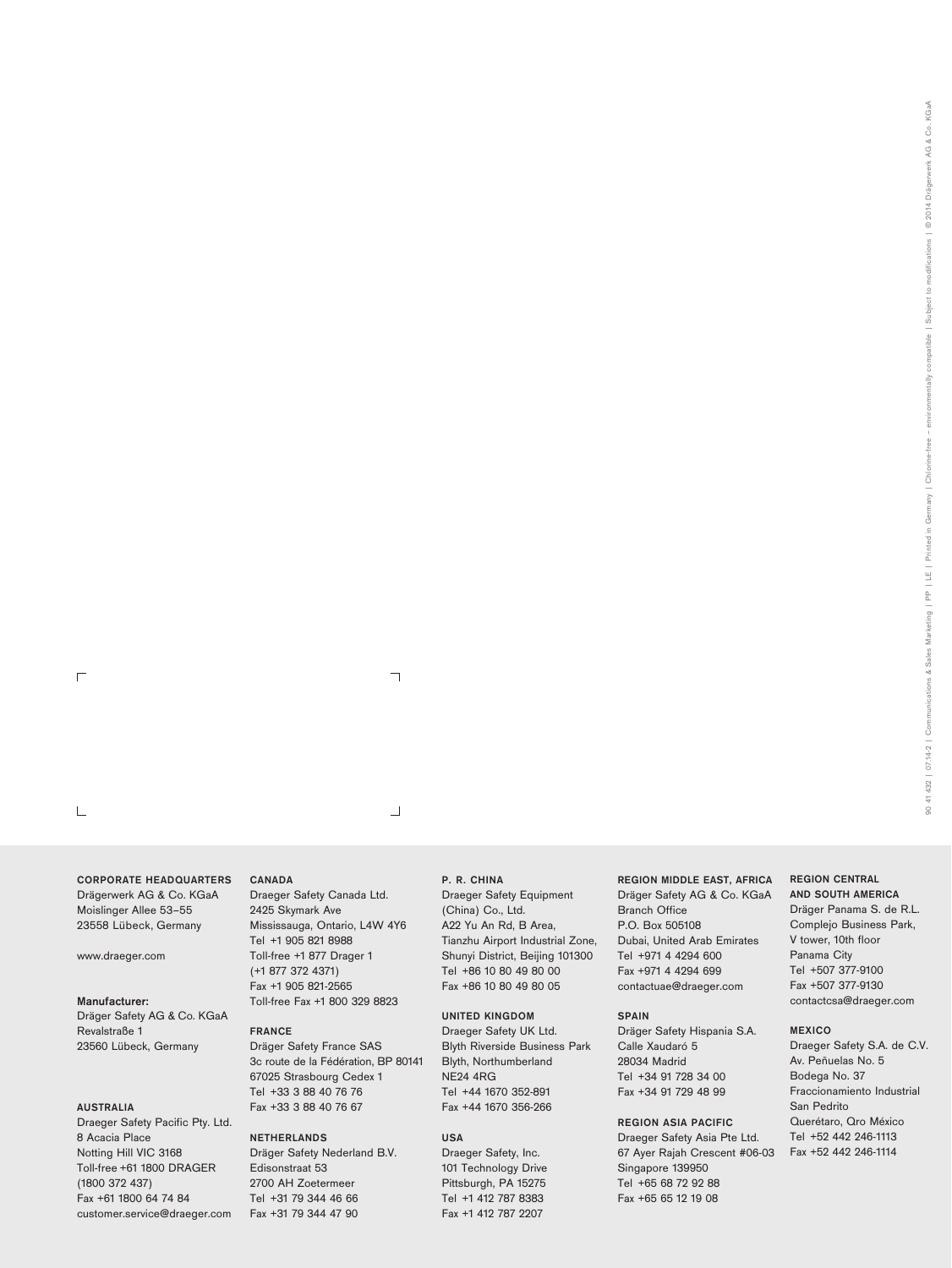**CORPORATE HEADQUARTERS**
Drägerwerk AG & Co. KGaA
Moislinger Allee 53–55
23558 Lübeck, Germany

www.draeger.com

**Manufacturer:**
Dräger Safety AG & Co. KGaA
Revalstraße 1
23560 Lübeck, Germany

**AUSTRALIA**
Draeger Safety Pacific Pty. Ltd.
8 Acacia Place
Notting Hill VIC 3168
Toll-free +61 1800 DRAGER
(1800 372 437)
Fax +61 1800 64 74 84
customer.service@draeger.com

**CANADA**
Draeger Safety Canada Ltd.
2425 Skymark Ave
Mississauga, Ontario, L4W 4Y6
Tel +1 905 821 8988
Toll-free +1 877 Drager 1
(+1 877 372 4371)
Fax +1 905 821-2565
Toll-free Fax +1 800 329 8823

**FRANCE**
Dräger Safety France SAS
3c route de la Fédération, BP 80141
67025 Strasbourg Cedex 1
Tel +33 3 88 40 76 76
Fax +33 3 88 40 76 67

**NETHERLANDS**
Dräger Safety Nederland B.V.
Edisonstraat 53
2700 AH Zoetermeer
Tel +31 79 344 46 66
Fax +31 79 344 47 90

**P. R. CHINA**
Draeger Safety Equipment
(China) Co., Ltd.
A22 Yu An Rd, B Area,
Tianzhu Airport Industrial Zone,
Shunyi District, Beijing 101300
Tel +86 10 80 49 80 00
Fax +86 10 80 49 80 05

**UNITED KINGDOM**
Draeger Safety UK Ltd.
Blyth Riverside Business Park
Blyth, Northumberland
NE24 4RG
Tel +44 1670 352-891
Fax +44 1670 356-266

**USA**
Draeger Safety, Inc.
101 Technology Drive
Pittsburgh, PA 15275
Tel +1 412 787 8383
Fax +1 412 787 2207

**REGION MIDDLE EAST, AFRICA**
Dräger Safety AG & Co. KGaA
Branch Office
P.O. Box 505108
Dubai, United Arab Emirates
Tel +971 4 4294 600
Fax +971 4 4294 699
contactuae@draeger.com

**SPAIN**
Dräger Safety Hispania S.A.
Calle Xaudaró 5
28034 Madrid
Tel +34 91 728 34 00
Fax +34 91 729 48 99

**REGION ASIA PACIFIC**
Draeger Safety Asia Pte Ltd.
67 Ayer Rajah Crescent #06-03
Singapore 139950
Tel +65 68 72 92 88
Fax +65 65 12 19 08

**REGION CENTRAL AND SOUTH AMERICA**
Dräger Panama S. de R.L.
Complejo Business Park,
V tower, 10th floor
Panama City
Tel +507 377-9100
Fax +507 377-9130
contactcsa@draeger.com

**MEXICO**
Draeger Safety S.A. de C.V.
Av. Peñuelas No. 5
Bodega No. 37
Fraccionamiento Industrial
San Pedrito
Querétaro, Qro México
Tel +52 442 246-1113
Fax +52 442 246-1114

90 41 432 | 07.14-2 | Communications & Sales Marketing | PP | LE | Printed in Germany | Chlorine-free – environmentally compatible | Subject to modifications | © 2014 Drägerwerk AG & Co. KGaA